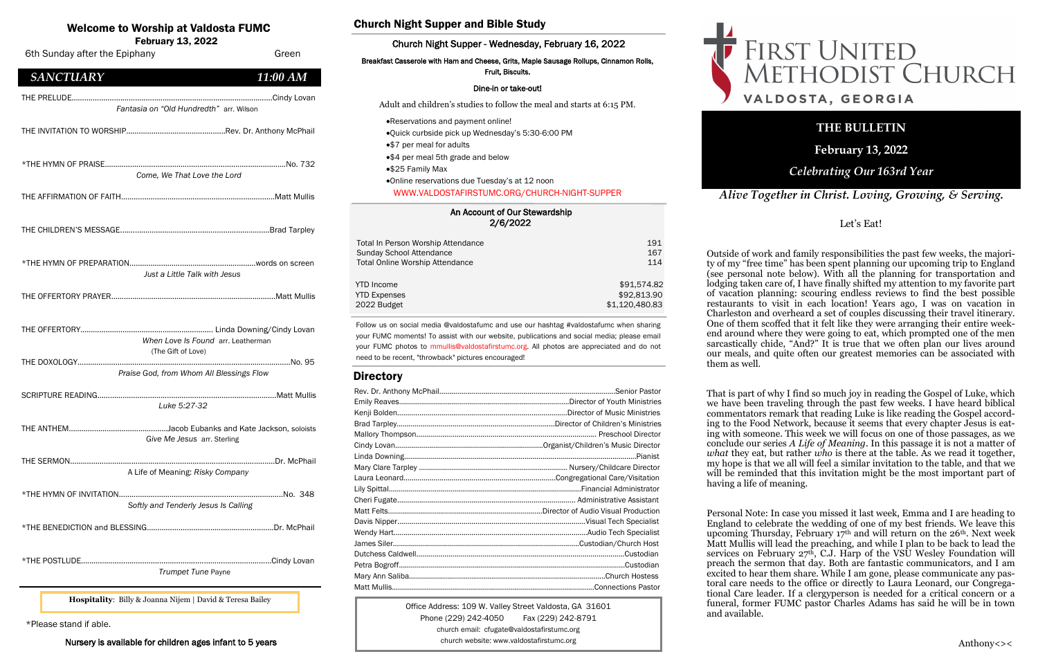# Welcome to Worship at Valdosta FUMC

**February 13, 2022**

6th Sunday after the Epiphany — Green

## *SANCTUARY* — *11:00 AM*

THE PRELUDE..............Cindy Lovan
*Fantasia on "Old Hundredth"* arr. Wilson

THE INVITATION TO WORSHIP..............Rev. Dr. Anthony McPhail

*THE HYMN OF PRAISE..............No. 732
*Come, We That Love the Lord*

THE AFFIRMATION OF FAITH..............Matt Mullis

THE CHILDREN'S MESSAGE..............Brad Tarpley

*THE HYMN OF PREPARATION..............words on screen
*Just a Little Talk with Jesus*

THE OFFERTORY PRAYER..............Matt Mullis

THE OFFERTORY.............. Linda Downing/Cindy Lovan
*When Love Is Found* arr. Leatherman
(The Gift of Love)

THE DOXOLOGY..............No. 95
*Praise God, from Whom All Blessings Flow*

SCRIPTURE READING..............Matt Mullis
*Luke 5:27-32*

THE ANTHEM..............Jacob Eubanks and Kate Jackson, soloists
*Give Me Jesus* arr. Sterling

THE SERMON..............Dr. McPhail
A Life of Meaning: *Risky Company*

*THE HYMN OF INVITATION..............No. 348
*Softly and Tenderly Jesus Is Calling*

*THE BENEDICTION and BLESSING..............Dr. McPhail

*THE POSTLUDE..............Cindy Lovan
*Trumpet Tune* Payne

**Hospitality**: Billy & Joanna Nijem | David & Teresa Bailey

*Please stand if able.

Nursery is available for children ages infant to 5 years

## Church Night Supper and Bible Study

### Church Night Supper - Wednesday, February 16, 2022

**Breakfast Casserole with Ham and Cheese, Grits, Maple Sausage Rollups, Cinnamon Rolls, Fruit, Biscuits.**

Dine-in or take-out!

Adult and children's studies to follow the meal and starts at 6:15 PM.

- Reservations and payment online!
- Quick curbside pick up Wednesday's 5:30-6:00 PM
- $7 per meal for adults
- $4 per meal 5th grade and below
- $25 Family Max
- Online reservations due Tuesday's at 12 noon

WWW.VALDOSTAFIRSTUMC.ORG/CHURCH-NIGHT-SUPPER

### An Account of Our Stewardship 2/6/2022

| | |
|---|---|
| Total In Person Worship Attendance | 191 |
| Sunday School Attendance | 167 |
| Total Online Worship Attendance | 114 |
| YTD Income | $91,574.82 |
| YTD Expenses | $92,813.90 |
| 2022 Budget | $1,120,480.83 |

Follow us on social media @valdostafumc and use our hashtag #valdostafumc when sharing your FUMC moments! To assist with our website, publications and social media; please email your FUMC photos to mmullis@valdostafirstumc.org. All photos are appreciated and do not need to be recent, "throwback" pictures encouraged!

## Directory

| | |
|---|---|
| Rev. Dr. Anthony McPhail | Senior Pastor |
| Emily Reaves | Director of Youth Ministries |
| Kenji Bolden | Director of Music Ministries |
| Brad Tarpley | Director of Children's Ministries |
| Mallory Thompson | Preschool Director |
| Cindy Lovan | Organist/Children's Music Director |
| Linda Downing | Pianist |
| Mary Clare Tarpley | Nursery/Childcare Director |
| Laura Leonard | Congregational Care/Visitation |
| Lily Spittal | Financial Administrator |
| Cheri Fugate | Administrative Assistant |
| Matt Felts | Director of Audio Visual Production |
| Davis Nipper | Visual Tech Specialist |
| Wendy Hart | Audio Tech Specialist |
| James Siler | Custodian/Church Host |
| Dutchess Caldwell | Custodian |
| Petra Bogroff | Custodian |
| Mary Ann Saliba | Church Hostess |
| Matt Mullis | Connections Pastor |

Office Address: 109 W. Valley Street Valdosta, GA 31601
Phone (229) 242-4050 Fax (229) 242-8791
church email: cfugate@valdostafirstumc.org
church website: www.valdostafirstumc.org

# FIRST UNITED METHODIST CHURCH
## VALDOSTA, GEORGIA

**THE BULLETIN**

**February 13, 2022**

***Celebrating Our 163rd Year***

***Alive Together in Christ. Loving, Growing, & Serving.***

### Let's Eat!

Outside of work and family responsibilities the past few weeks, the majority of my "free time" has been spent planning our upcoming trip to England (see personal note below). With all the planning for transportation and lodging taken care of, I have finally shifted my attention to my favorite part of vacation planning: scouring endless reviews to find the best possible restaurants to visit in each location! Years ago, I was on vacation in Charleston and overheard a set of couples discussing their travel itinerary. One of them scoffed that it felt like they were arranging their entire weekend around where they were going to eat, which prompted one of the men sarcastically chide, "And?" It is true that we often plan our lives around our meals, and quite often our greatest memories can be associated with them as well.

That is part of why I find so much joy in reading the Gospel of Luke, which we have been traveling through the past few weeks. I have heard biblical commentators remark that reading Luke is like reading the Gospel according to the Food Network, because it seems that every chapter Jesus is eating with someone. This week we will focus on one of those passages, as we conclude our series *A Life of Meaning*. In this passage it is not a matter of *what* they eat, but rather *who* is there at the table. As we read it together, my hope is that we all will feel a similar invitation to the table, and that we will be reminded that this invitation might be the most important part of having a life of meaning.

Personal Note: In case you missed it last week, Emma and I are heading to England to celebrate the wedding of one of my best friends. We leave this upcoming Thursday, February 17th and will return on the 26th. Next week Matt Mullis will lead the preaching, and while I plan to be back to lead the services on February 27th, C.J. Harp of the VSU Wesley Foundation will preach the sermon that day. Both are fantastic communicators, and I am excited to hear them share. While I am gone, please communicate any pastoral care needs to the office or directly to Laura Leonard, our Congregational Care leader. If a clergyperson is needed for a critical concern or a funeral, former FUMC pastor Charles Adams has said he will be in town and available.

Anthony<><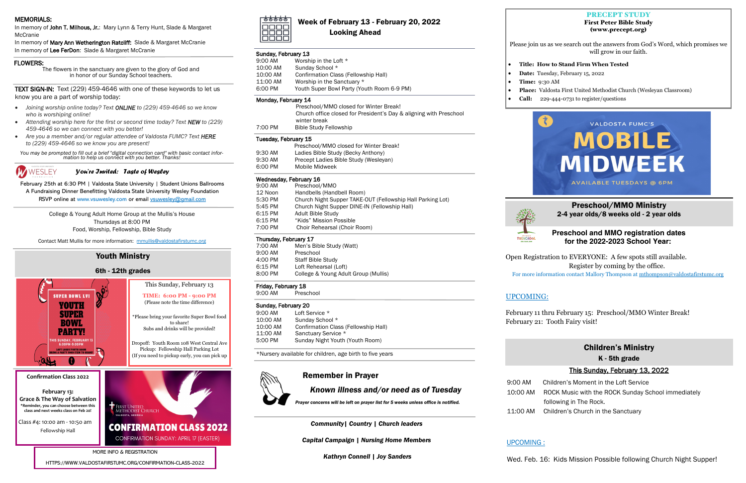**MEMORIALS:**

In memory of **John T. Milhous, Jr.**: Mary Lynn & Terry Hunt, Slade & Margaret McCranie

In memory of **Mary Ann Wetherington Ratcliff**: Slade & Margaret McCranie

In memory of **Lee FerDon**: Slade & Margaret McCranie

**FLOWERS:**

The flowers in the sanctuary are given to the glory of God and in honor of our Sunday School teachers.

**TEXT SIGN-IN:** Text (229) 459-4646 with one of these keywords to let us know you are a part of worship today:

- *Joining worship online today? Text **ONLINE** to (229) 459-4646 so we know who is worshiping online!*
- *Attending worship here for the first or second time today? Text **NEW** to (229) 459-4646 so we can connect with you better!*
- *Are you a member and/or regular attendee of Valdosta FUMC? Text **HERE** to (229) 459-4646 so we know you are present!*

*You may be prompted to fill out a brief "digital connection card" with basic contact information to help us connect with you better. Thanks!*

WESLEY FOUNDATION *You're Invited: Taste of Wesley*

February 25th at 6:30 PM | Valdosta State University | Student Unions Ballrooms
A Fundraising Dinner Benefitting Valdosta State University Wesley Foundation
RSVP online at www.vsuwesley.com or email vsuwesley@gmail.com

College & Young Adult Home Group at the Mullis's House
Thursdays at 8:00 PM
Food, Worship, Fellowship, Bible Study

Contact Matt Mullis for more information: mmullis@valdostafirstumc.org

## Youth Ministry

### 6th - 12th grades

SUPER BOWL LVI YOUTH SUPER BOWL PARTY! THIS SUNDAY, FEBRUARY 13 6:00PM-9:00PM

This Sunday, February 13

**TIME: 6:00 PM - 9:00 PM**
(Please note the time difference)

*Please bring your favorite Super Bowl food to share!
Subs and drinks will be provided!

Dropoff: Youth Room 108 West Central Ave
Pickup: Fellowship Hall Parking Lot
(If you need to pickup early, you can pick up

**Confirmation Class 2022**

**February 13:**
**Grace & The Way of Salvation**
***Reminder, you can choose between this class and next weeks class on Feb 20!**

Class #4: 10:00 am - 10:50 am
Fellowship Hall

FIRST UNITED METHODIST CHURCH VALDOSTA, GEORGIA
**CONFIRMATION CLASS 2022**
CONFIRMATION SUNDAY: APRIL 17 (EASTER)

MORE INFO & REGISTRATION
HTTPS://WWW.VALDOSTAFIRSTUMC.ORG/CONFIRMATION-CLASS-2022

## Week of February 13 - February 20, 2022
## Looking Ahead

**Sunday, February 13**

| | |
|---|---|
| 9:00 AM | Worship in the Loft * |
| 10:00 AM | Sunday School * |
| 10:00 AM | Confirmation Class (Fellowship Hall) |
| 11:00 AM | Worship in the Sanctuary * |
| 6:00 PM | Youth Super Bowl Party (Youth Room 6-9 PM) |

**Monday, February 14**

| | |
|---|---|
| | Preschool/MMO closed for Winter Break! |
| | Church office closed for President's Day & aligning with Preschool winter break |
| 7:00 PM | Bible Study Fellowship |

**Tuesday, February 15**

| | |
|---|---|
| | Preschool/MMO closed for Winter Break! |
| 9:30 AM | Ladies Bible Study (Becky Anthony) |
| 9:30 AM | Precept Ladies Bible Study (Wesleyan) |
| 6:00 PM | Mobile Midweek |

**Wednesday, February 16**

| | |
|---|---|
| 9:00 AM | Preschool/MMO |
| 12 Noon | Handbells (Handbell Room) |
| 5:30 PM | Church Night Supper TAKE-OUT (Fellowship Hall Parking Lot) |
| 5:45 PM | Church Night Supper DINE-IN (Fellowship Hall) |
| 6:15 PM | Adult Bible Study |
| 6:15 PM | "Kids" Mission Possible |
| 7:00 PM | Choir Rehearsal (Choir Room) |

**Thursday, February 17**

| | |
|---|---|
| 7:00 AM | Men's Bible Study (Watt) |
| 9:00 AM | Preschool |
| 4:00 PM | Staff Bible Study |
| 6:15 PM | Loft Rehearsal (Loft) |
| 8:00 PM | College & Young Adult Group (Mullis) |

**Friday, February 18**

| | |
|---|---|
| 9:00 AM | Preschool |

**Sunday, February 20**

| | |
|---|---|
| 9:00 AM | Loft Service * |
| 10:00 AM | Sunday School * |
| 10:00 AM | Confirmation Class (Fellowship Hall) |
| 11:00 AM | Sanctuary Service * |
| 5:00 PM | Sunday Night Youth (Youth Room) |

*Nursery available for children, age birth to five years

## Remember in Prayer

***Known illness and/or need as of Tuesday***

***Prayer concerns will be left on prayer list for 5 weeks unless office is notified.***

***Community| Country | Church leaders***

***Capital Campaign | Nursing Home Members***

***Kathryn Connell | Joy Sanders***

**PRECEPT STUDY**
**First Peter Bible Study**
**(www.precept.org)**

Please join us as we search out the answers from God's Word, which promises we will grow in our faith.

- **Title: How to Stand Firm When Tested**
- **Date:** Tuesday, February 15, 2022
- **Time:** 9:30 AM
- **Place:** Valdosta First United Methodist Church (Wesleyan Classroom)
- **Call:** 229-444-0731 to register/questions

VALDOSTA FUMC'S **MOBILE MIDWEEK** AVAILABLE TUESDAYS @ 6PM

## Preschool/MMO Ministry
### 2-4 year olds/8 weeks old - 2 year olds

**Preschool and MMO registration dates for the 2022-2023 School Year:**

Open Registration to EVERYONE: A few spots still available.
Register by coming by the office.

For more information contact Mallory Thompson at mthompson@valdostafirstumc.org

UPCOMING:

February 11 thru February 15: Preschool/MMO Winter Break!
February 21: Tooth Fairy visit!

## Children's Ministry
### K - 5th grade

**This Sunday, February 13, 2022**

| | |
|---|---|
| 9:00 AM | Children's Moment in the Loft Service |
| 10:00 AM | ROCK Music with the ROCK Sunday School immediately following in The Rock. |
| 11:00 AM | Children's Church in the Sanctuary |

UPCOMING :

Wed. Feb. 16: Kids Mission Possible following Church Night Supper!